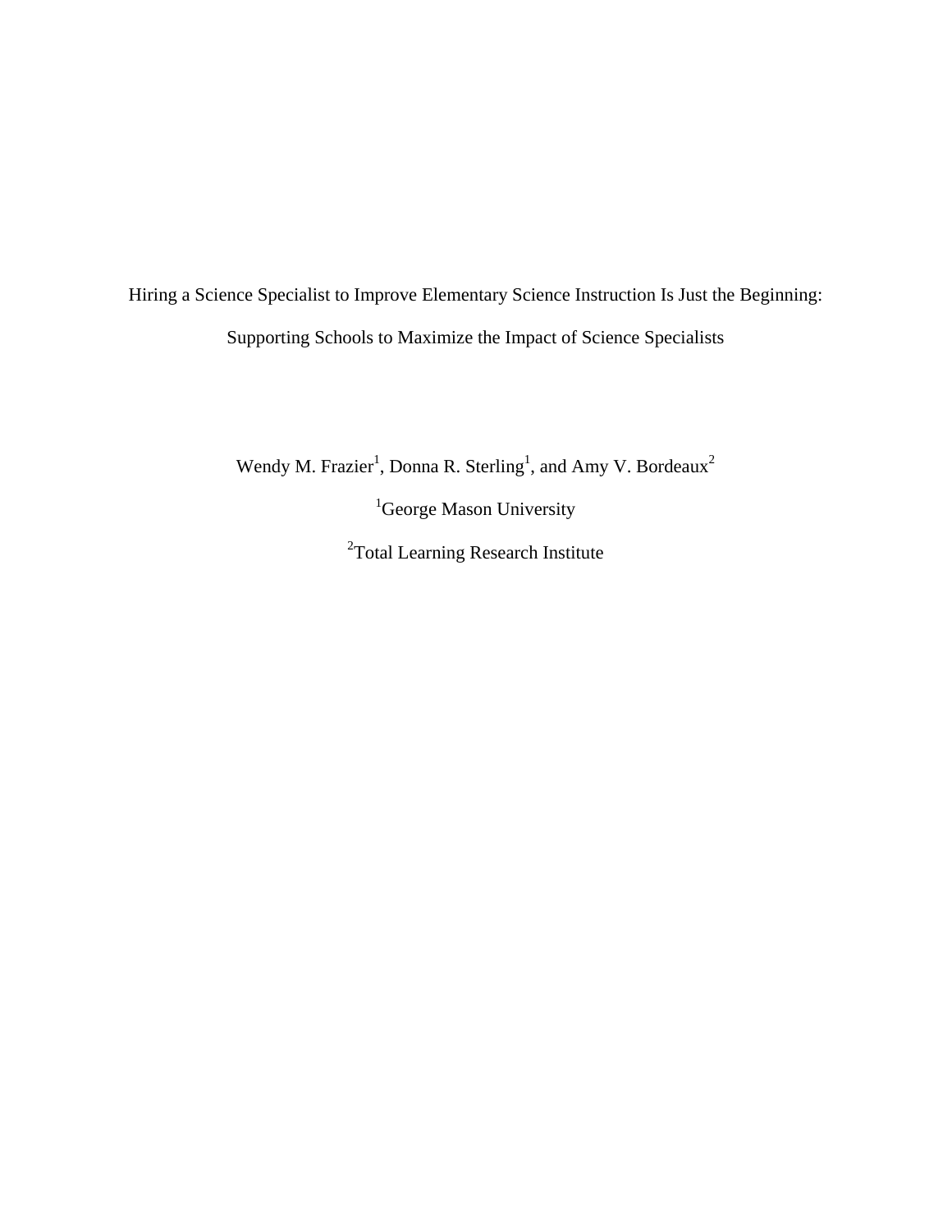# Hiring a Science Specialist to Improve Elementary Science Instruction Is Just the Beginning: Supporting Schools to Maximize the Impact of Science Specialists

Wendy M. Frazier[1], Donna R. Sterling[1], and Amy V. Bordeaux[2]

[1]George Mason University

[2]Total Learning Research Institute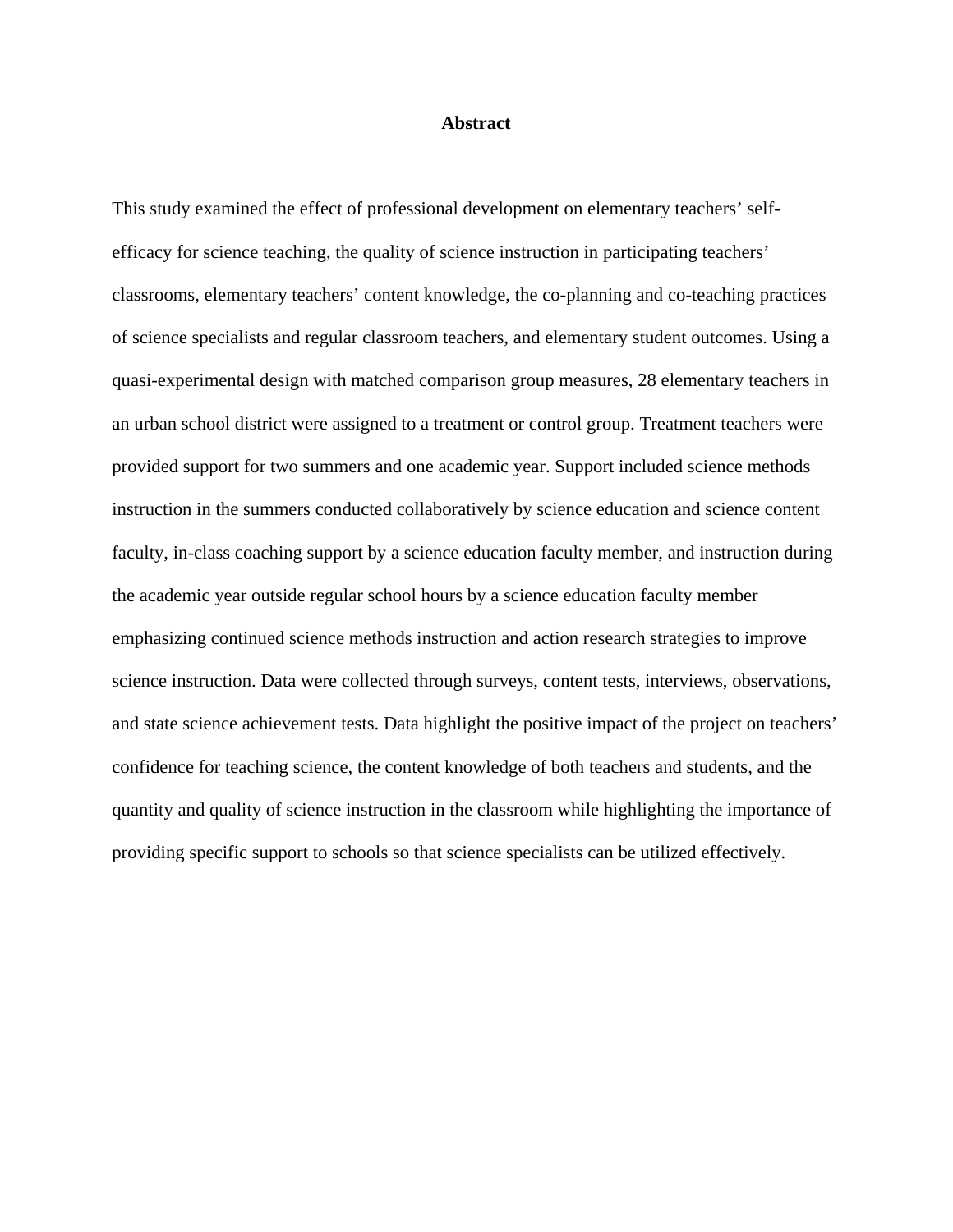# Abstract

This study examined the effect of professional development on elementary teachers' self-efficacy for science teaching, the quality of science instruction in participating teachers' classrooms, elementary teachers' content knowledge, the co-planning and co-teaching practices of science specialists and regular classroom teachers, and elementary student outcomes. Using a quasi-experimental design with matched comparison group measures, 28 elementary teachers in an urban school district were assigned to a treatment or control group. Treatment teachers were provided support for two summers and one academic year. Support included science methods instruction in the summers conducted collaboratively by science education and science content faculty, in-class coaching support by a science education faculty member, and instruction during the academic year outside regular school hours by a science education faculty member emphasizing continued science methods instruction and action research strategies to improve science instruction. Data were collected through surveys, content tests, interviews, observations, and state science achievement tests. Data highlight the positive impact of the project on teachers' confidence for teaching science, the content knowledge of both teachers and students, and the quantity and quality of science instruction in the classroom while highlighting the importance of providing specific support to schools so that science specialists can be utilized effectively.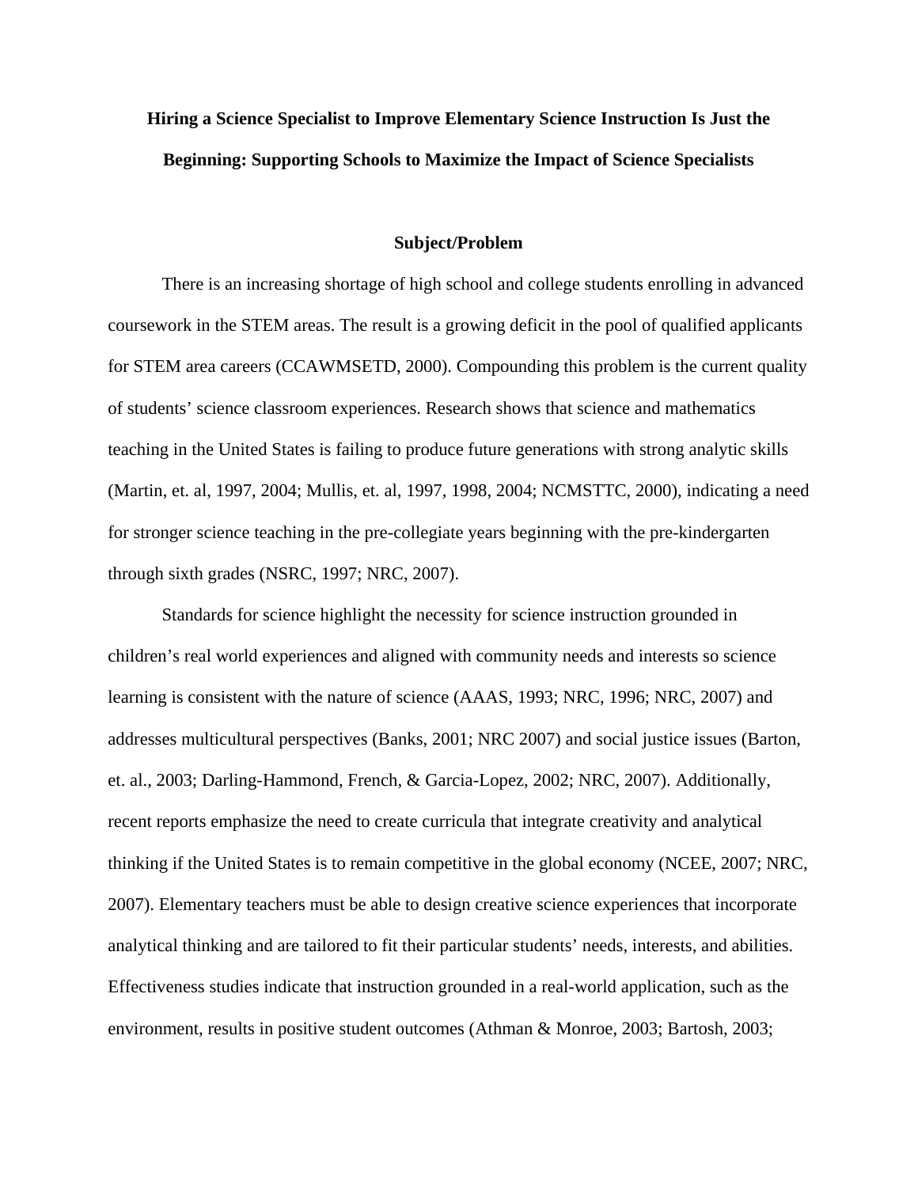# Hiring a Science Specialist to Improve Elementary Science Instruction Is Just the Beginning: Supporting Schools to Maximize the Impact of Science Specialists

## Subject/Problem

There is an increasing shortage of high school and college students enrolling in advanced coursework in the STEM areas. The result is a growing deficit in the pool of qualified applicants for STEM area careers (CCAWMSETD, 2000). Compounding this problem is the current quality of students' science classroom experiences. Research shows that science and mathematics teaching in the United States is failing to produce future generations with strong analytic skills (Martin, et. al, 1997, 2004; Mullis, et. al, 1997, 1998, 2004; NCMSTTC, 2000), indicating a need for stronger science teaching in the pre-collegiate years beginning with the pre-kindergarten through sixth grades (NSRC, 1997; NRC, 2007).

Standards for science highlight the necessity for science instruction grounded in children's real world experiences and aligned with community needs and interests so science learning is consistent with the nature of science (AAAS, 1993; NRC, 1996; NRC, 2007) and addresses multicultural perspectives (Banks, 2001; NRC 2007) and social justice issues (Barton, et. al., 2003; Darling-Hammond, French, & Garcia-Lopez, 2002; NRC, 2007). Additionally, recent reports emphasize the need to create curricula that integrate creativity and analytical thinking if the United States is to remain competitive in the global economy (NCEE, 2007; NRC, 2007). Elementary teachers must be able to design creative science experiences that incorporate analytical thinking and are tailored to fit their particular students' needs, interests, and abilities. Effectiveness studies indicate that instruction grounded in a real-world application, such as the environment, results in positive student outcomes (Athman & Monroe, 2003; Bartosh, 2003;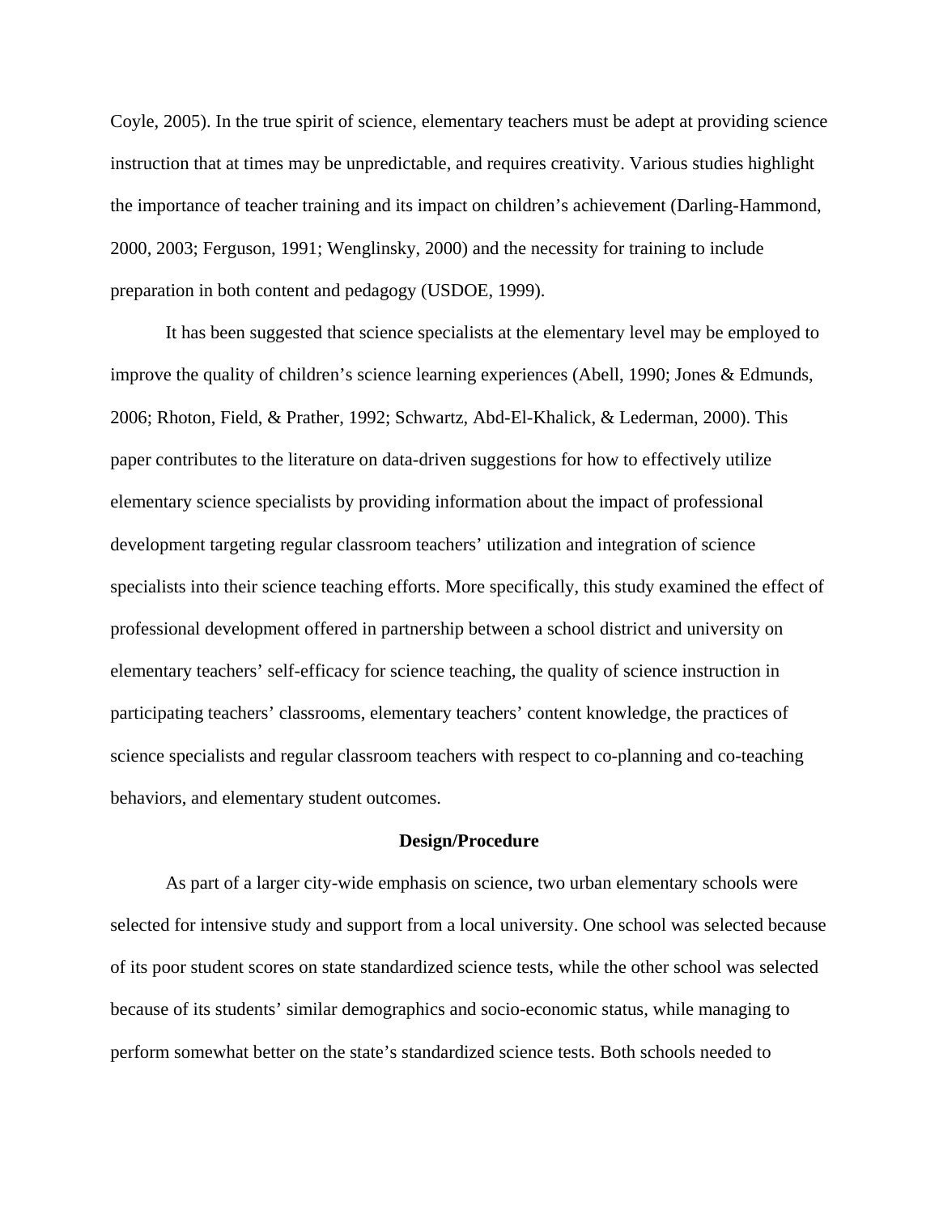Coyle, 2005). In the true spirit of science, elementary teachers must be adept at providing science instruction that at times may be unpredictable, and requires creativity. Various studies highlight the importance of teacher training and its impact on children's achievement (Darling-Hammond, 2000, 2003; Ferguson, 1991; Wenglinsky, 2000) and the necessity for training to include preparation in both content and pedagogy (USDOE, 1999).

It has been suggested that science specialists at the elementary level may be employed to improve the quality of children's science learning experiences (Abell, 1990; Jones & Edmunds, 2006; Rhoton, Field, & Prather, 1992; Schwartz, Abd-El-Khalick, & Lederman, 2000). This paper contributes to the literature on data-driven suggestions for how to effectively utilize elementary science specialists by providing information about the impact of professional development targeting regular classroom teachers' utilization and integration of science specialists into their science teaching efforts. More specifically, this study examined the effect of professional development offered in partnership between a school district and university on elementary teachers' self-efficacy for science teaching, the quality of science instruction in participating teachers' classrooms, elementary teachers' content knowledge, the practices of science specialists and regular classroom teachers with respect to co-planning and co-teaching behaviors, and elementary student outcomes.

## Design/Procedure

As part of a larger city-wide emphasis on science, two urban elementary schools were selected for intensive study and support from a local university. One school was selected because of its poor student scores on state standardized science tests, while the other school was selected because of its students' similar demographics and socio-economic status, while managing to perform somewhat better on the state's standardized science tests. Both schools needed to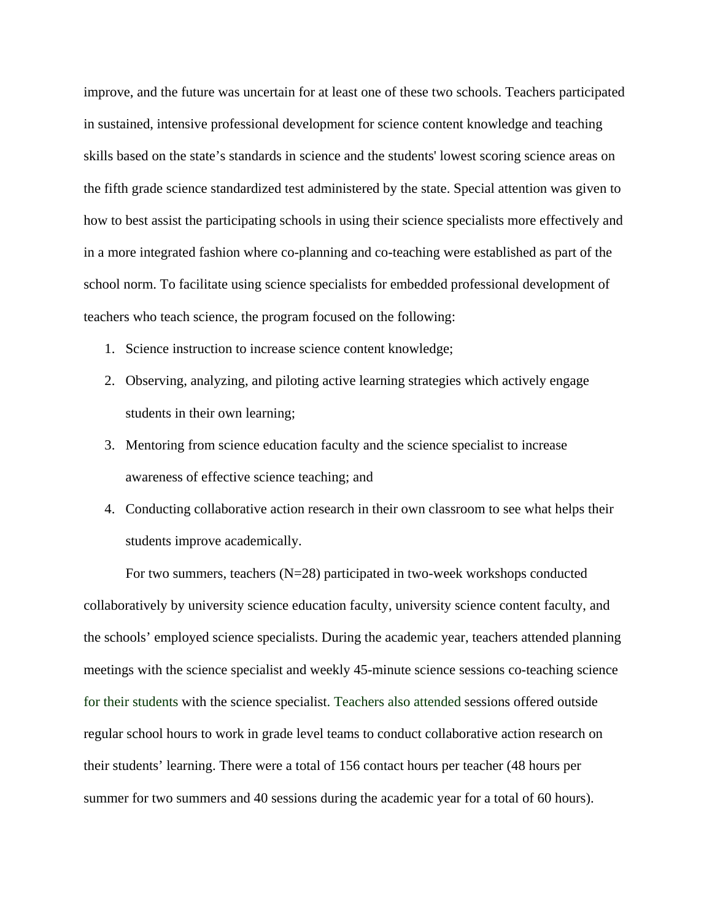improve, and the future was uncertain for at least one of these two schools. Teachers participated in sustained, intensive professional development for science content knowledge and teaching skills based on the state's standards in science and the students' lowest scoring science areas on the fifth grade science standardized test administered by the state. Special attention was given to how to best assist the participating schools in using their science specialists more effectively and in a more integrated fashion where co-planning and co-teaching were established as part of the school norm. To facilitate using science specialists for embedded professional development of teachers who teach science, the program focused on the following:

1. Science instruction to increase science content knowledge;
2. Observing, analyzing, and piloting active learning strategies which actively engage students in their own learning;
3. Mentoring from science education faculty and the science specialist to increase awareness of effective science teaching; and
4. Conducting collaborative action research in their own classroom to see what helps their students improve academically.

For two summers, teachers (N=28) participated in two-week workshops conducted collaboratively by university science education faculty, university science content faculty, and the schools' employed science specialists. During the academic year, teachers attended planning meetings with the science specialist and weekly 45-minute science sessions co-teaching science for their students with the science specialist. Teachers also attended sessions offered outside regular school hours to work in grade level teams to conduct collaborative action research on their students' learning. There were a total of 156 contact hours per teacher (48 hours per summer for two summers and 40 sessions during the academic year for a total of 60 hours).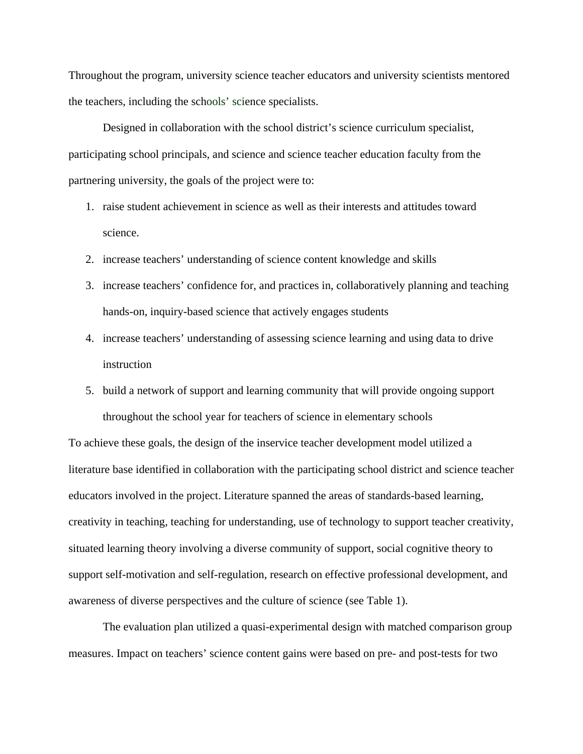Throughout the program, university science teacher educators and university scientists mentored the teachers, including the schools' science specialists.

Designed in collaboration with the school district's science curriculum specialist, participating school principals, and science and science teacher education faculty from the partnering university, the goals of the project were to:

1. raise student achievement in science as well as their interests and attitudes toward science.
2. increase teachers' understanding of science content knowledge and skills
3. increase teachers' confidence for, and practices in, collaboratively planning and teaching hands-on, inquiry-based science that actively engages students
4. increase teachers' understanding of assessing science learning and using data to drive instruction
5. build a network of support and learning community that will provide ongoing support throughout the school year for teachers of science in elementary schools

To achieve these goals, the design of the inservice teacher development model utilized a literature base identified in collaboration with the participating school district and science teacher educators involved in the project. Literature spanned the areas of standards-based learning, creativity in teaching, teaching for understanding, use of technology to support teacher creativity, situated learning theory involving a diverse community of support, social cognitive theory to support self-motivation and self-regulation, research on effective professional development, and awareness of diverse perspectives and the culture of science (see Table 1).

The evaluation plan utilized a quasi-experimental design with matched comparison group measures. Impact on teachers' science content gains were based on pre- and post-tests for two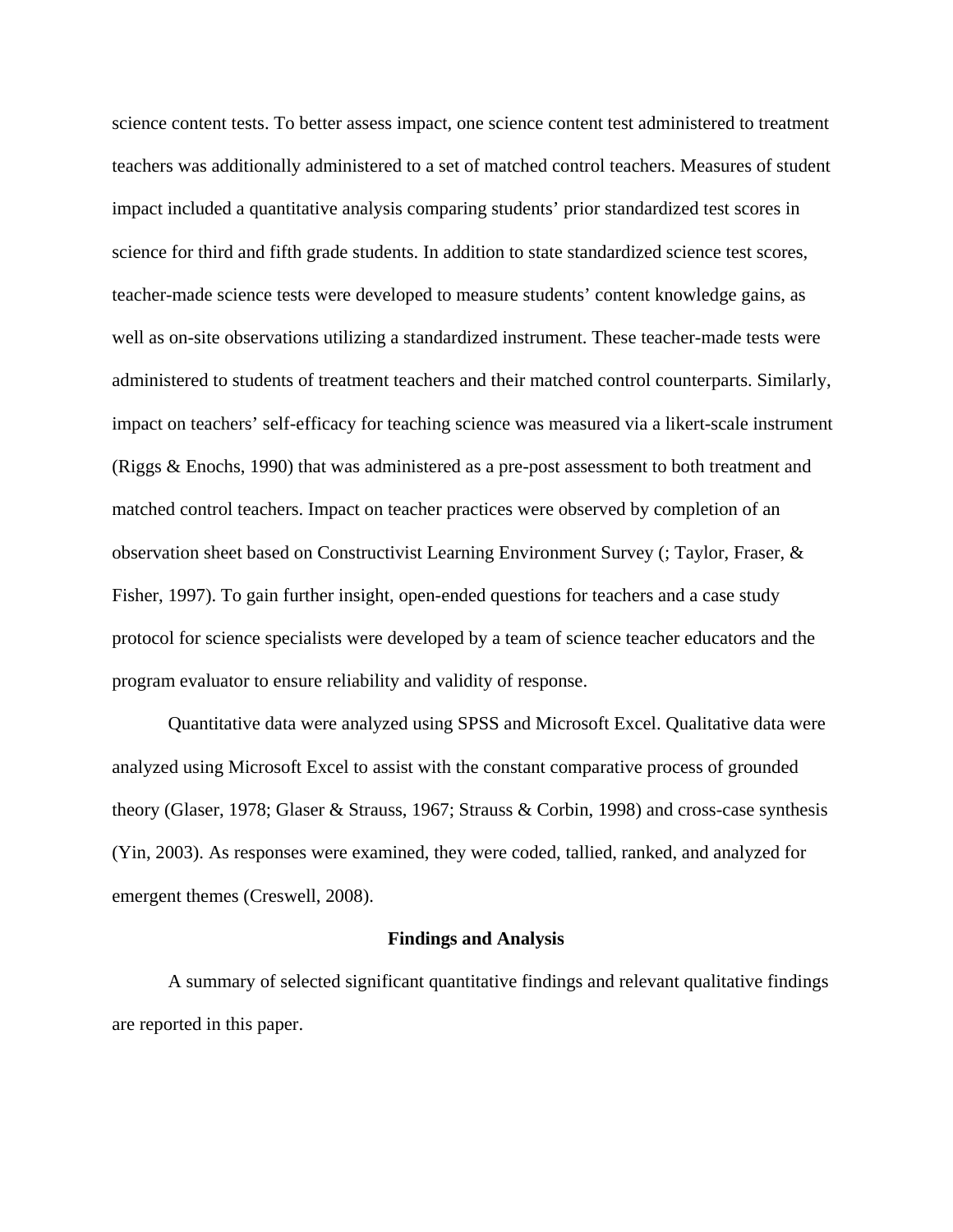science content tests. To better assess impact, one science content test administered to treatment teachers was additionally administered to a set of matched control teachers. Measures of student impact included a quantitative analysis comparing students' prior standardized test scores in science for third and fifth grade students. In addition to state standardized science test scores, teacher-made science tests were developed to measure students' content knowledge gains, as well as on-site observations utilizing a standardized instrument. These teacher-made tests were administered to students of treatment teachers and their matched control counterparts. Similarly, impact on teachers' self-efficacy for teaching science was measured via a likert-scale instrument (Riggs & Enochs, 1990) that was administered as a pre-post assessment to both treatment and matched control teachers. Impact on teacher practices were observed by completion of an observation sheet based on Constructivist Learning Environment Survey (; Taylor, Fraser, & Fisher, 1997). To gain further insight, open-ended questions for teachers and a case study protocol for science specialists were developed by a team of science teacher educators and the program evaluator to ensure reliability and validity of response.

Quantitative data were analyzed using SPSS and Microsoft Excel. Qualitative data were analyzed using Microsoft Excel to assist with the constant comparative process of grounded theory (Glaser, 1978; Glaser & Strauss, 1967; Strauss & Corbin, 1998) and cross-case synthesis (Yin, 2003). As responses were examined, they were coded, tallied, ranked, and analyzed for emergent themes (Creswell, 2008).

## Findings and Analysis

A summary of selected significant quantitative findings and relevant qualitative findings are reported in this paper.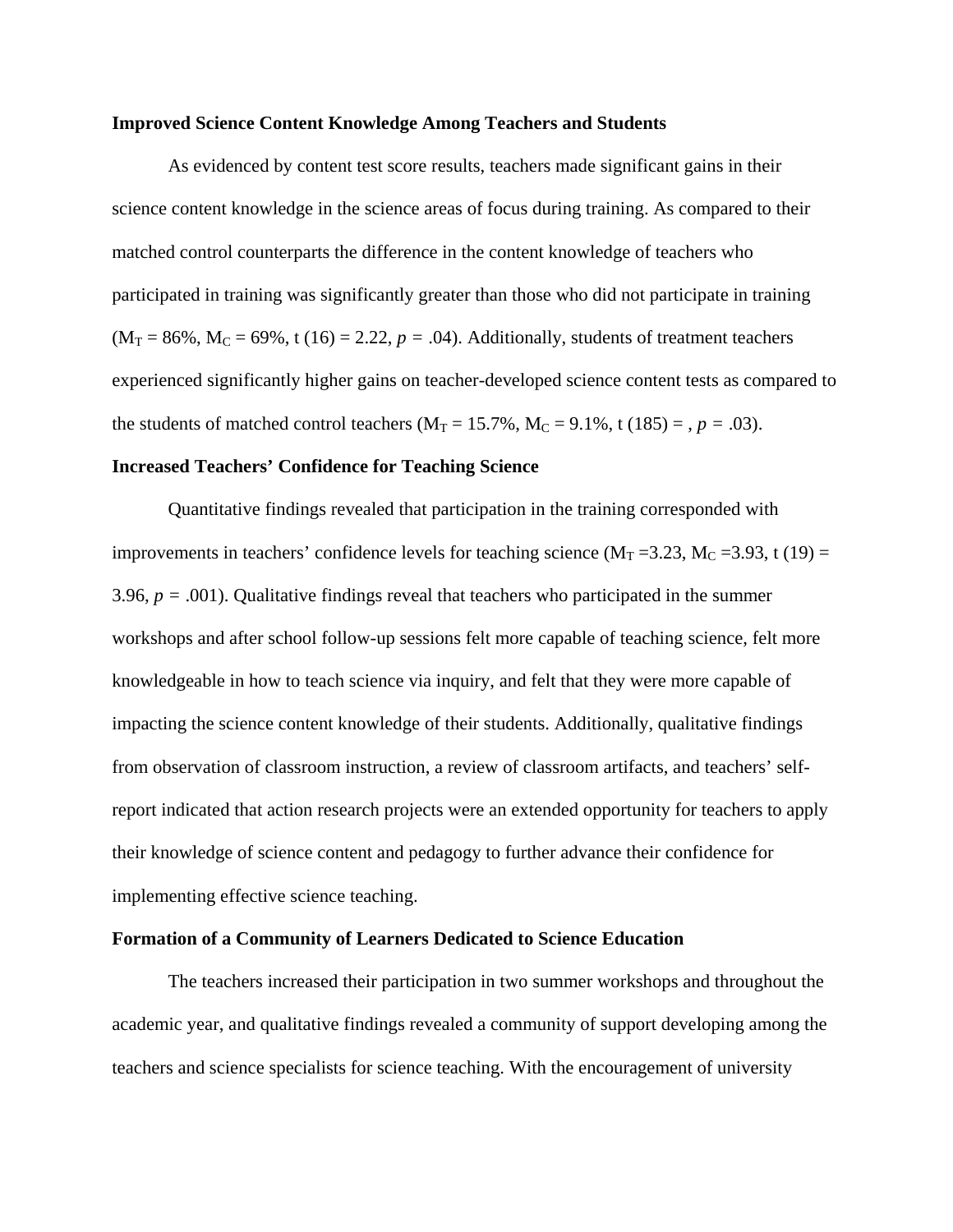**Improved Science Content Knowledge Among Teachers and Students**

As evidenced by content test score results, teachers made significant gains in their science content knowledge in the science areas of focus during training. As compared to their matched control counterparts the difference in the content knowledge of teachers who participated in training was significantly greater than those who did not participate in training ($M_T$ = 86%, $M_C$ = 69%, t (16) = 2.22, $p$ = .04). Additionally, students of treatment teachers experienced significantly higher gains on teacher-developed science content tests as compared to the students of matched control teachers ($M_T$ = 15.7%, $M_C$ = 9.1%, t (185) = , $p$ = .03).

**Increased Teachers' Confidence for Teaching Science**

Quantitative findings revealed that participation in the training corresponded with improvements in teachers' confidence levels for teaching science ($M_T$ =3.23, $M_C$ =3.93, t (19) = 3.96, $p$ = .001). Qualitative findings reveal that teachers who participated in the summer workshops and after school follow-up sessions felt more capable of teaching science, felt more knowledgeable in how to teach science via inquiry, and felt that they were more capable of impacting the science content knowledge of their students. Additionally, qualitative findings from observation of classroom instruction, a review of classroom artifacts, and teachers' self-report indicated that action research projects were an extended opportunity for teachers to apply their knowledge of science content and pedagogy to further advance their confidence for implementing effective science teaching.

**Formation of a Community of Learners Dedicated to Science Education**

The teachers increased their participation in two summer workshops and throughout the academic year, and qualitative findings revealed a community of support developing among the teachers and science specialists for science teaching. With the encouragement of university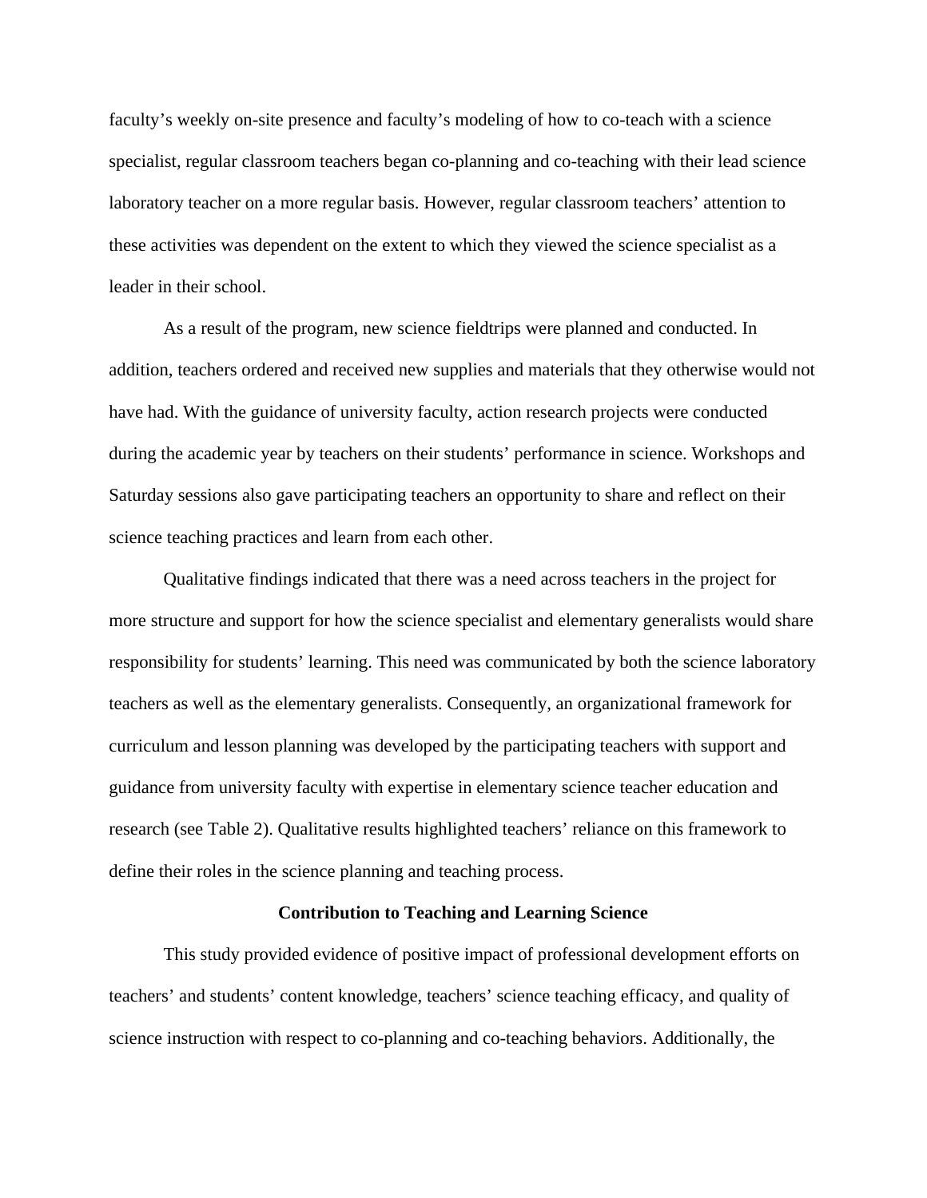faculty's weekly on-site presence and faculty's modeling of how to co-teach with a science specialist, regular classroom teachers began co-planning and co-teaching with their lead science laboratory teacher on a more regular basis. However, regular classroom teachers' attention to these activities was dependent on the extent to which they viewed the science specialist as a leader in their school.

As a result of the program, new science fieldtrips were planned and conducted. In addition, teachers ordered and received new supplies and materials that they otherwise would not have had. With the guidance of university faculty, action research projects were conducted during the academic year by teachers on their students' performance in science. Workshops and Saturday sessions also gave participating teachers an opportunity to share and reflect on their science teaching practices and learn from each other.

Qualitative findings indicated that there was a need across teachers in the project for more structure and support for how the science specialist and elementary generalists would share responsibility for students' learning. This need was communicated by both the science laboratory teachers as well as the elementary generalists. Consequently, an organizational framework for curriculum and lesson planning was developed by the participating teachers with support and guidance from university faculty with expertise in elementary science teacher education and research (see Table 2). Qualitative results highlighted teachers' reliance on this framework to define their roles in the science planning and teaching process.

## Contribution to Teaching and Learning Science

This study provided evidence of positive impact of professional development efforts on teachers' and students' content knowledge, teachers' science teaching efficacy, and quality of science instruction with respect to co-planning and co-teaching behaviors. Additionally, the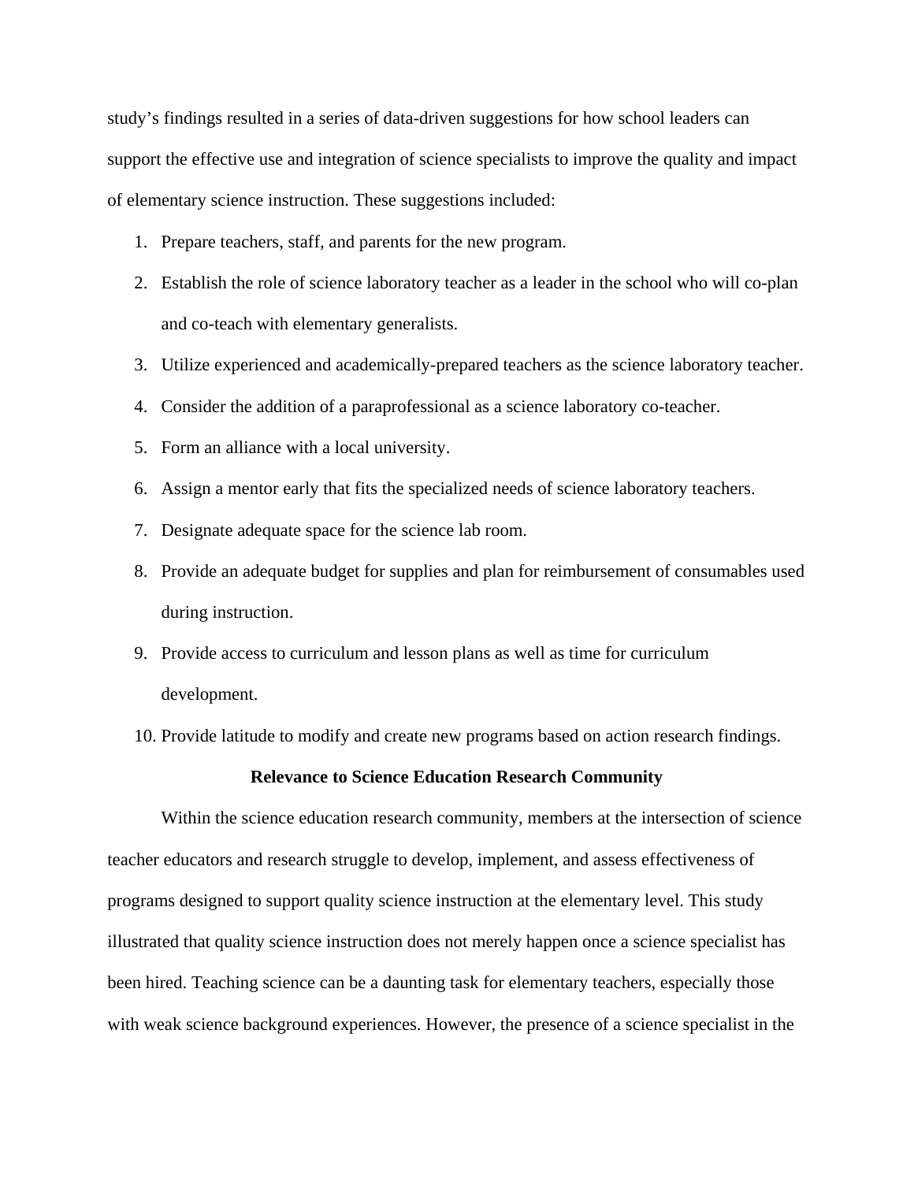study's findings resulted in a series of data-driven suggestions for how school leaders can support the effective use and integration of science specialists to improve the quality and impact of elementary science instruction. These suggestions included:

1. Prepare teachers, staff, and parents for the new program.
2. Establish the role of science laboratory teacher as a leader in the school who will co-plan and co-teach with elementary generalists.
3. Utilize experienced and academically-prepared teachers as the science laboratory teacher.
4. Consider the addition of a paraprofessional as a science laboratory co-teacher.
5. Form an alliance with a local university.
6. Assign a mentor early that fits the specialized needs of science laboratory teachers.
7. Designate adequate space for the science lab room.
8. Provide an adequate budget for supplies and plan for reimbursement of consumables used during instruction.
9. Provide access to curriculum and lesson plans as well as time for curriculum development.
10. Provide latitude to modify and create new programs based on action research findings.

## Relevance to Science Education Research Community

Within the science education research community, members at the intersection of science teacher educators and research struggle to develop, implement, and assess effectiveness of programs designed to support quality science instruction at the elementary level. This study illustrated that quality science instruction does not merely happen once a science specialist has been hired. Teaching science can be a daunting task for elementary teachers, especially those with weak science background experiences. However, the presence of a science specialist in the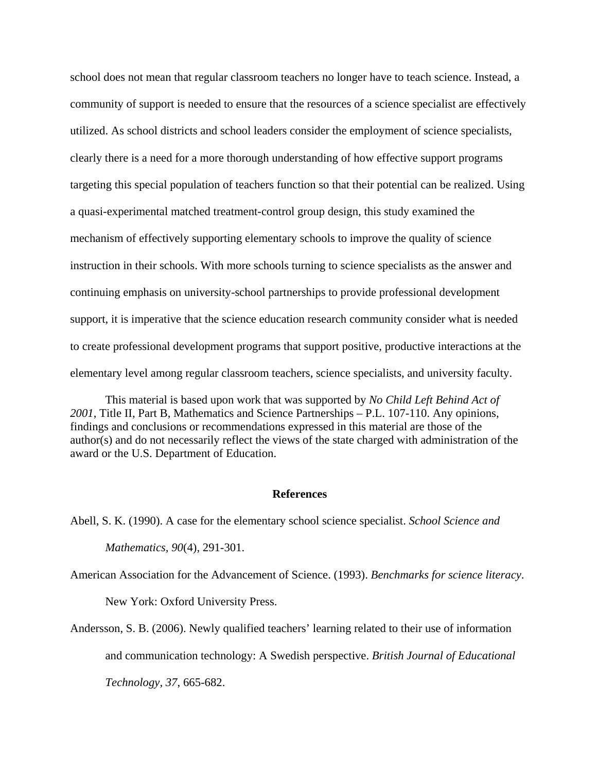school does not mean that regular classroom teachers no longer have to teach science. Instead, a community of support is needed to ensure that the resources of a science specialist are effectively utilized. As school districts and school leaders consider the employment of science specialists, clearly there is a need for a more thorough understanding of how effective support programs targeting this special population of teachers function so that their potential can be realized. Using a quasi-experimental matched treatment-control group design, this study examined the mechanism of effectively supporting elementary schools to improve the quality of science instruction in their schools. With more schools turning to science specialists as the answer and continuing emphasis on university-school partnerships to provide professional development support, it is imperative that the science education research community consider what is needed to create professional development programs that support positive, productive interactions at the elementary level among regular classroom teachers, science specialists, and university faculty.

This material is based upon work that was supported by *No Child Left Behind Act of 2001*, Title II, Part B, Mathematics and Science Partnerships – P.L. 107-110. Any opinions, findings and conclusions or recommendations expressed in this material are those of the author(s) and do not necessarily reflect the views of the state charged with administration of the award or the U.S. Department of Education.

## References

Abell, S. K. (1990). A case for the elementary school science specialist. *School Science and Mathematics, 90*(4), 291-301.

American Association for the Advancement of Science. (1993). *Benchmarks for science literacy*. New York: Oxford University Press.

Andersson, S. B. (2006). Newly qualified teachers' learning related to their use of information and communication technology: A Swedish perspective. *British Journal of Educational Technology, 37*, 665-682.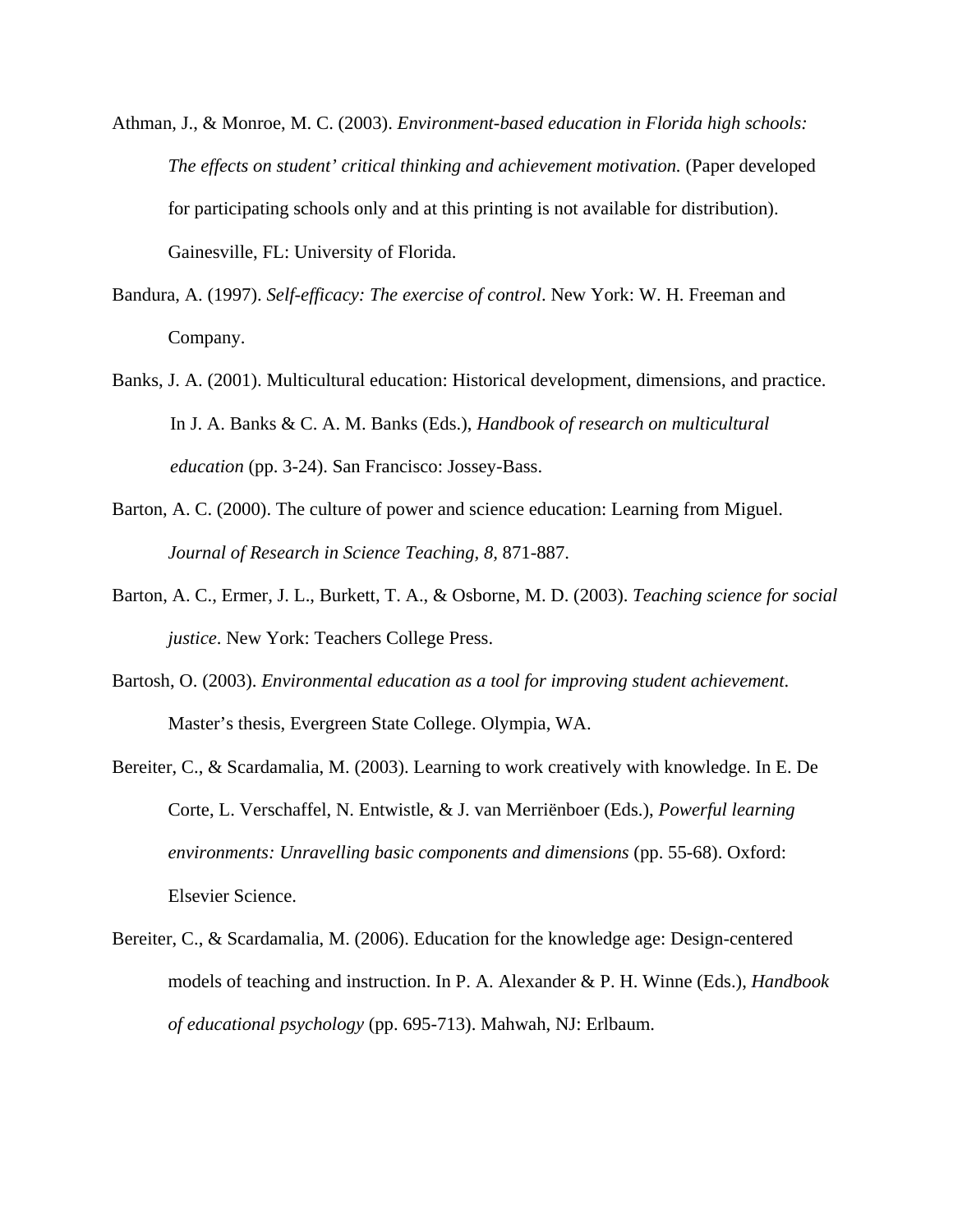Athman, J., & Monroe, M. C. (2003). *Environment-based education in Florida high schools: The effects on student' critical thinking and achievement motivation.* (Paper developed for participating schools only and at this printing is not available for distribution). Gainesville, FL: University of Florida.

Bandura, A. (1997). *Self-efficacy: The exercise of control*. New York: W. H. Freeman and Company.

Banks, J. A. (2001). Multicultural education: Historical development, dimensions, and practice. In J. A. Banks & C. A. M. Banks (Eds.), *Handbook of research on multicultural education* (pp. 3-24). San Francisco: Jossey-Bass.

Barton, A. C. (2000). The culture of power and science education: Learning from Miguel. *Journal of Research in Science Teaching, 8,* 871-887.

Barton, A. C., Ermer, J. L., Burkett, T. A., & Osborne, M. D. (2003). *Teaching science for social justice*. New York: Teachers College Press.

Bartosh, O. (2003). *Environmental education as a tool for improving student achievement*. Master's thesis, Evergreen State College. Olympia, WA.

Bereiter, C., & Scardamalia, M. (2003). Learning to work creatively with knowledge. In E. De Corte, L. Verschaffel, N. Entwistle, & J. van Merriënboer (Eds.), *Powerful learning environments: Unravelling basic components and dimensions* (pp. 55-68). Oxford: Elsevier Science.

Bereiter, C., & Scardamalia, M. (2006). Education for the knowledge age: Design-centered models of teaching and instruction. In P. A. Alexander & P. H. Winne (Eds.), *Handbook of educational psychology* (pp. 695-713). Mahwah, NJ: Erlbaum.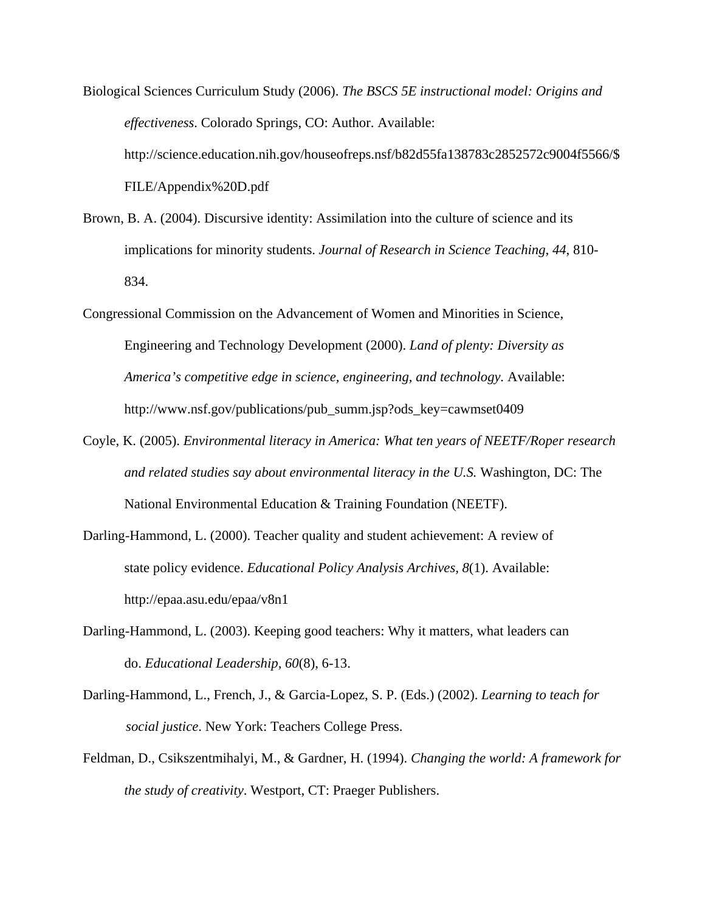Biological Sciences Curriculum Study (2006). *The BSCS 5E instructional model: Origins and effectiveness*. Colorado Springs, CO: Author. Available: http://science.education.nih.gov/houseofreps.nsf/b82d55fa138783c2852572c9004f5566/$FILE/Appendix%20D.pdf

Brown, B. A. (2004). Discursive identity: Assimilation into the culture of science and its implications for minority students. *Journal of Research in Science Teaching, 44*, 810-834.

Congressional Commission on the Advancement of Women and Minorities in Science, Engineering and Technology Development (2000). *Land of plenty: Diversity as America's competitive edge in science, engineering, and technology.* Available: http://www.nsf.gov/publications/pub_summ.jsp?ods_key=cawmset0409

Coyle, K. (2005). *Environmental literacy in America: What ten years of NEETF/Roper research and related studies say about environmental literacy in the U.S.* Washington, DC: The National Environmental Education & Training Foundation (NEETF).

Darling-Hammond, L. (2000). Teacher quality and student achievement: A review of state policy evidence. *Educational Policy Analysis Archives, 8*(1). Available: http://epaa.asu.edu/epaa/v8n1

Darling-Hammond, L. (2003). Keeping good teachers: Why it matters, what leaders can do. *Educational Leadership, 60*(8), 6-13.

Darling-Hammond, L., French, J., & Garcia-Lopez, S. P. (Eds.) (2002). *Learning to teach for social justice*. New York: Teachers College Press.

Feldman, D., Csikszentmihalyi, M., & Gardner, H. (1994). *Changing the world: A framework for the study of creativity*. Westport, CT: Praeger Publishers.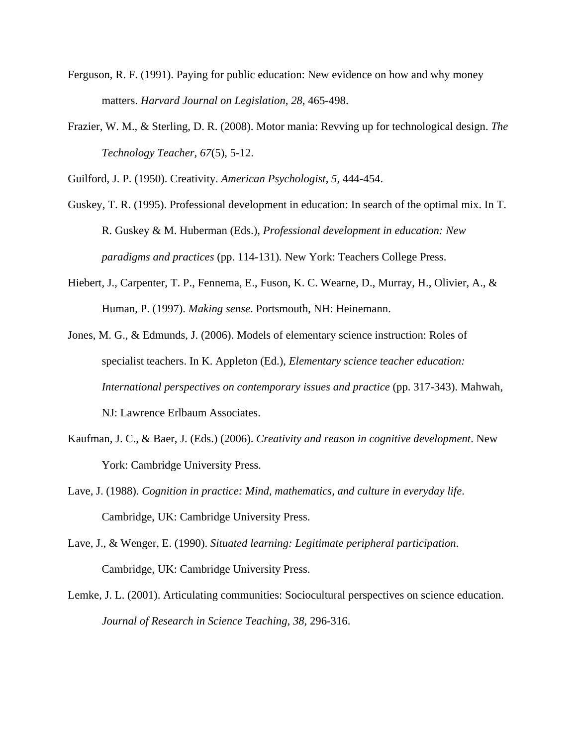Ferguson, R. F. (1991). Paying for public education: New evidence on how and why money matters. *Harvard Journal on Legislation, 28*, 465-498.

Frazier, W. M., & Sterling, D. R. (2008). Motor mania: Revving up for technological design. *The Technology Teacher, 67*(5), 5-12.

Guilford, J. P. (1950). Creativity. *American Psychologist, 5*, 444-454.

Guskey, T. R. (1995). Professional development in education: In search of the optimal mix. In T. R. Guskey & M. Huberman (Eds.), *Professional development in education: New paradigms and practices* (pp. 114-131). New York: Teachers College Press.

Hiebert, J., Carpenter, T. P., Fennema, E., Fuson, K. C. Wearne, D., Murray, H., Olivier, A., & Human, P. (1997). *Making sense*. Portsmouth, NH: Heinemann.

Jones, M. G., & Edmunds, J. (2006). Models of elementary science instruction: Roles of specialist teachers. In K. Appleton (Ed.), *Elementary science teacher education: International perspectives on contemporary issues and practice* (pp. 317-343). Mahwah, NJ: Lawrence Erlbaum Associates.

Kaufman, J. C., & Baer, J. (Eds.) (2006). *Creativity and reason in cognitive development*. New York: Cambridge University Press.

Lave, J. (1988). *Cognition in practice: Mind, mathematics, and culture in everyday life*. Cambridge, UK: Cambridge University Press.

Lave, J., & Wenger, E. (1990). *Situated learning: Legitimate peripheral participation*. Cambridge, UK: Cambridge University Press.

Lemke, J. L. (2001). Articulating communities: Sociocultural perspectives on science education. *Journal of Research in Science Teaching, 38*, 296-316.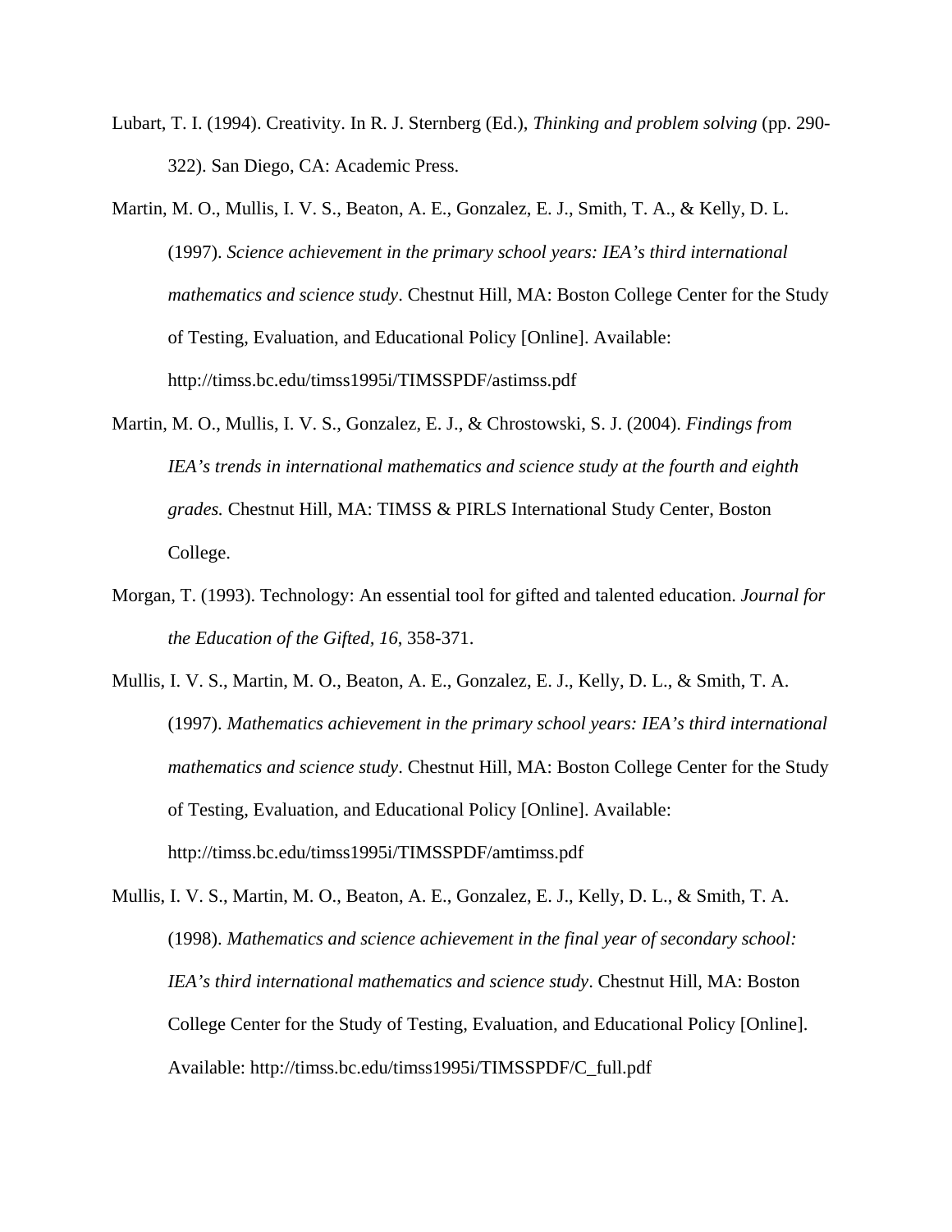Lubart, T. I. (1994). Creativity. In R. J. Sternberg (Ed.), *Thinking and problem solving* (pp. 290-322). San Diego, CA: Academic Press.

Martin, M. O., Mullis, I. V. S., Beaton, A. E., Gonzalez, E. J., Smith, T. A., & Kelly, D. L. (1997). *Science achievement in the primary school years: IEA's third international mathematics and science study*. Chestnut Hill, MA: Boston College Center for the Study of Testing, Evaluation, and Educational Policy [Online]. Available: http://timss.bc.edu/timss1995i/TIMSSPDF/astimss.pdf

Martin, M. O., Mullis, I. V. S., Gonzalez, E. J., & Chrostowski, S. J. (2004). *Findings from IEA's trends in international mathematics and science study at the fourth and eighth grades.* Chestnut Hill, MA: TIMSS & PIRLS International Study Center, Boston College.

Morgan, T. (1993). Technology: An essential tool for gifted and talented education. *Journal for the Education of the Gifted, 16*, 358-371.

Mullis, I. V. S., Martin, M. O., Beaton, A. E., Gonzalez, E. J., Kelly, D. L., & Smith, T. A. (1997). *Mathematics achievement in the primary school years: IEA's third international mathematics and science study*. Chestnut Hill, MA: Boston College Center for the Study of Testing, Evaluation, and Educational Policy [Online]. Available: http://timss.bc.edu/timss1995i/TIMSSPDF/amtimss.pdf

Mullis, I. V. S., Martin, M. O., Beaton, A. E., Gonzalez, E. J., Kelly, D. L., & Smith, T. A. (1998). *Mathematics and science achievement in the final year of secondary school: IEA's third international mathematics and science study*. Chestnut Hill, MA: Boston College Center for the Study of Testing, Evaluation, and Educational Policy [Online]. Available: http://timss.bc.edu/timss1995i/TIMSSPDF/C_full.pdf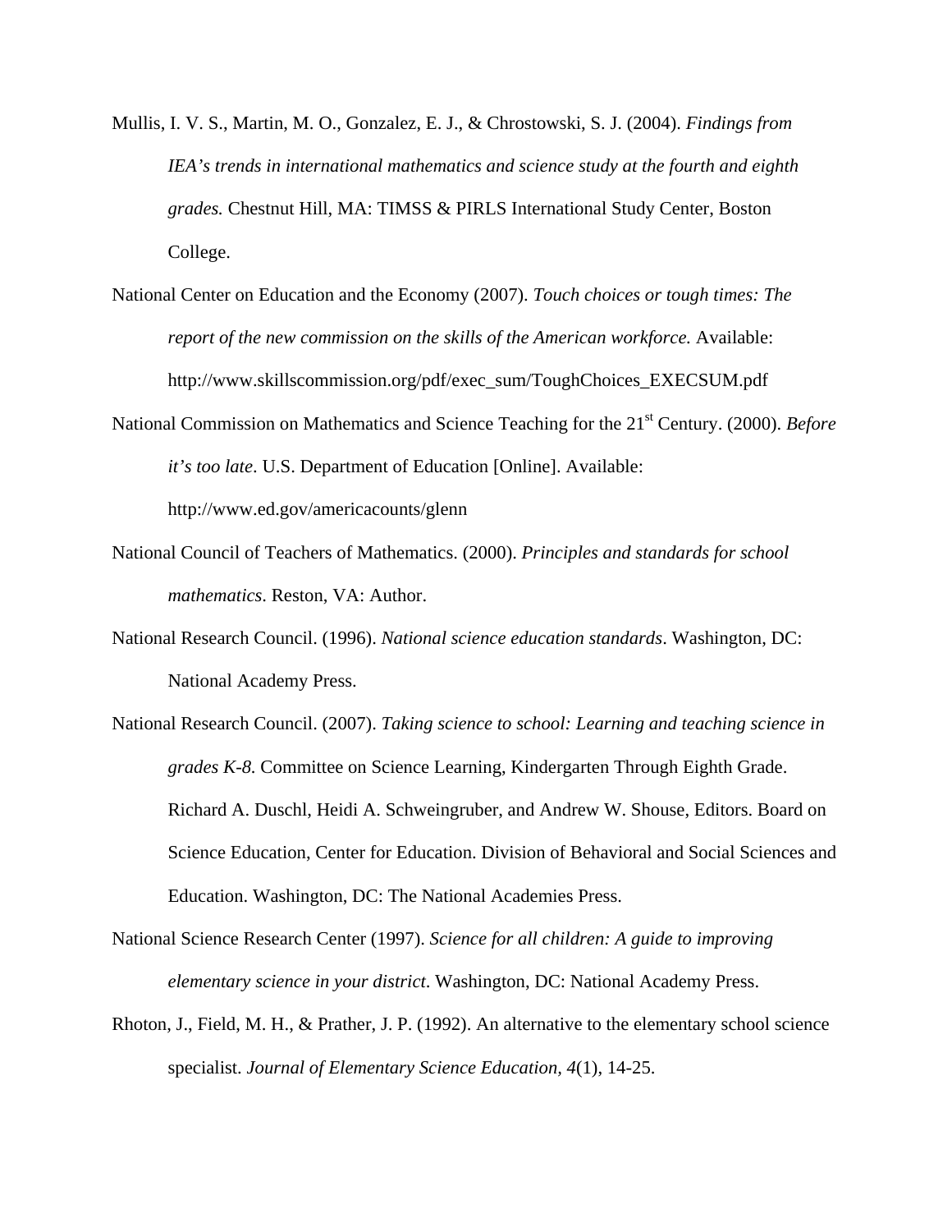Mullis, I. V. S., Martin, M. O., Gonzalez, E. J., & Chrostowski, S. J. (2004). *Findings from IEA's trends in international mathematics and science study at the fourth and eighth grades.* Chestnut Hill, MA: TIMSS & PIRLS International Study Center, Boston College.

National Center on Education and the Economy (2007). *Touch choices or tough times: The report of the new commission on the skills of the American workforce.* Available: http://www.skillscommission.org/pdf/exec_sum/ToughChoices_EXECSUM.pdf

National Commission on Mathematics and Science Teaching for the 21st Century. (2000). *Before it's too late*. U.S. Department of Education [Online]. Available: http://www.ed.gov/americacounts/glenn

National Council of Teachers of Mathematics. (2000). *Principles and standards for school mathematics*. Reston, VA: Author.

National Research Council. (1996). *National science education standards*. Washington, DC: National Academy Press.

National Research Council. (2007). *Taking science to school: Learning and teaching science in grades K-8.* Committee on Science Learning, Kindergarten Through Eighth Grade. Richard A. Duschl, Heidi A. Schweingruber, and Andrew W. Shouse, Editors. Board on Science Education, Center for Education. Division of Behavioral and Social Sciences and Education. Washington, DC: The National Academies Press.

National Science Research Center (1997). *Science for all children: A guide to improving elementary science in your district*. Washington, DC: National Academy Press.

Rhoton, J., Field, M. H., & Prather, J. P. (1992). An alternative to the elementary school science specialist. *Journal of Elementary Science Education, 4*(1), 14-25.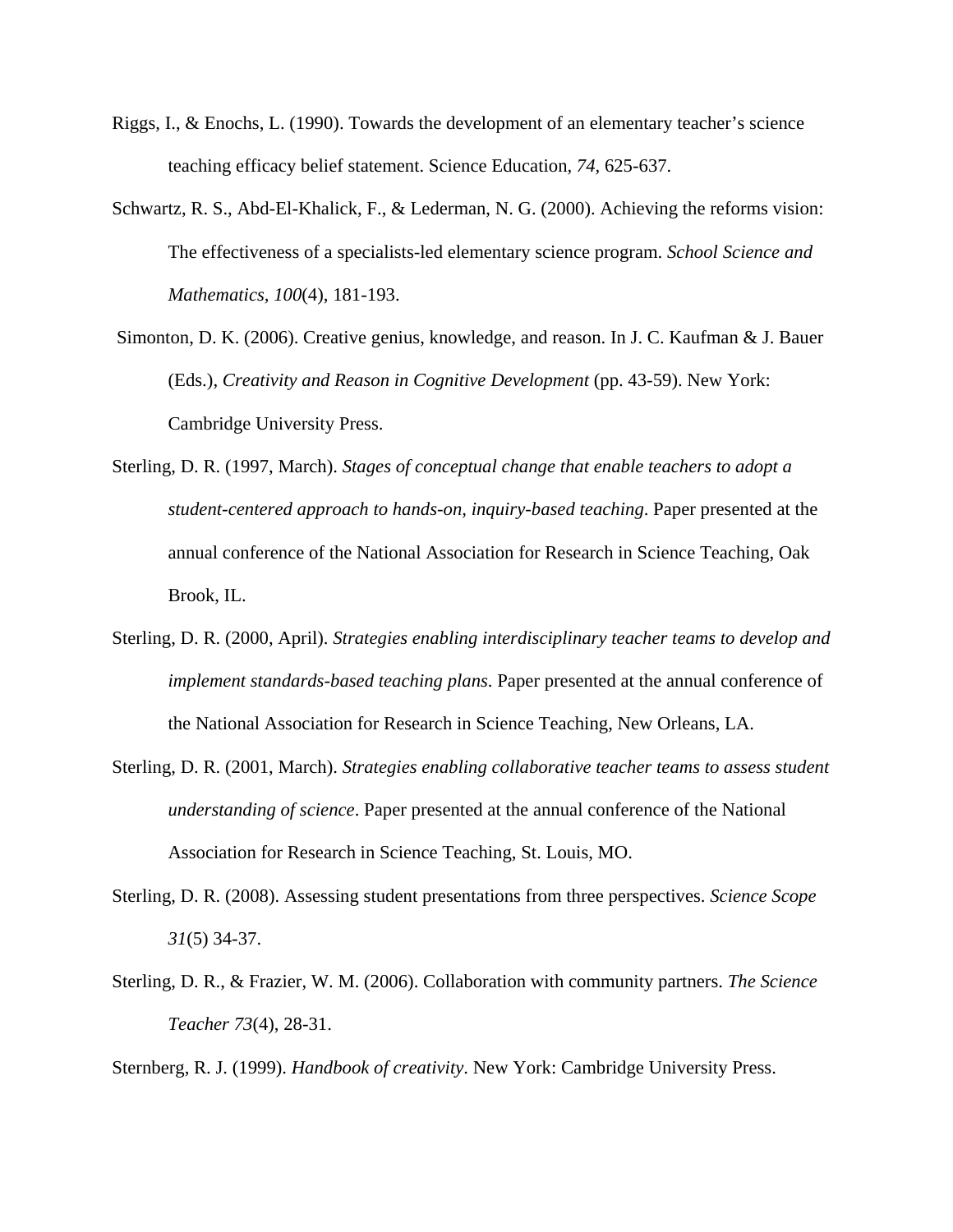Riggs, I., & Enochs, L. (1990). Towards the development of an elementary teacher's science teaching efficacy belief statement. Science Education, *74*, 625-637.

Schwartz, R. S., Abd-El-Khalick, F., & Lederman, N. G. (2000). Achieving the reforms vision: The effectiveness of a specialists-led elementary science program. *School Science and Mathematics*, *100*(4), 181-193.

Simonton, D. K. (2006). Creative genius, knowledge, and reason. In J. C. Kaufman & J. Bauer (Eds.), *Creativity and Reason in Cognitive Development* (pp. 43-59). New York: Cambridge University Press.

Sterling, D. R. (1997, March). *Stages of conceptual change that enable teachers to adopt a student-centered approach to hands-on, inquiry-based teaching*. Paper presented at the annual conference of the National Association for Research in Science Teaching, Oak Brook, IL.

Sterling, D. R. (2000, April). *Strategies enabling interdisciplinary teacher teams to develop and implement standards-based teaching plans*. Paper presented at the annual conference of the National Association for Research in Science Teaching, New Orleans, LA.

Sterling, D. R. (2001, March). *Strategies enabling collaborative teacher teams to assess student understanding of science*. Paper presented at the annual conference of the National Association for Research in Science Teaching, St. Louis, MO.

Sterling, D. R. (2008). Assessing student presentations from three perspectives. *Science Scope 31*(5) 34-37.

Sterling, D. R., & Frazier, W. M. (2006). Collaboration with community partners. *The Science Teacher 73*(4), 28-31.

Sternberg, R. J. (1999). *Handbook of creativity*. New York: Cambridge University Press.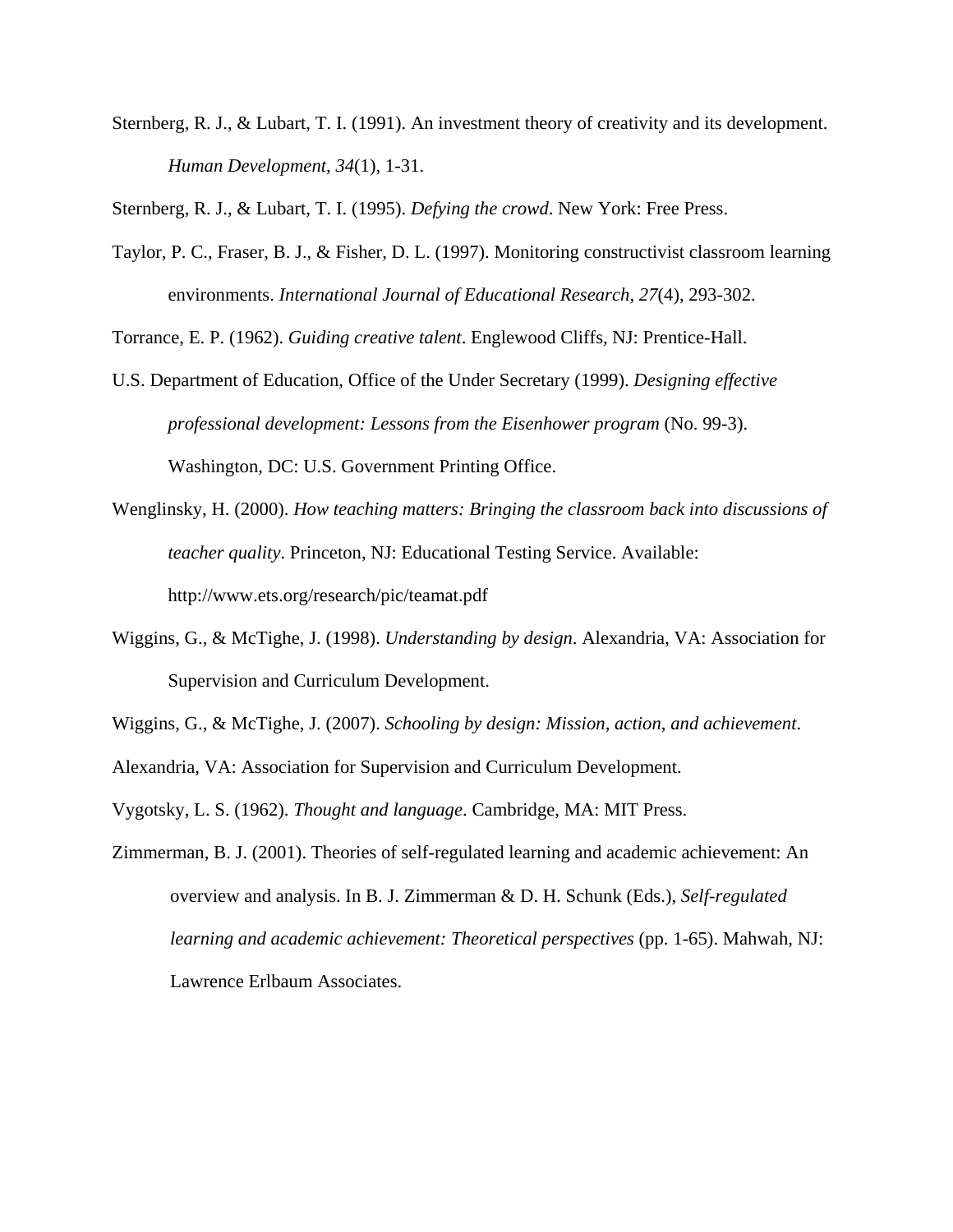Sternberg, R. J., & Lubart, T. I. (1991). An investment theory of creativity and its development. *Human Development, 34*(1), 1-31.

Sternberg, R. J., & Lubart, T. I. (1995). *Defying the crowd*. New York: Free Press.

Taylor, P. C., Fraser, B. J., & Fisher, D. L. (1997). Monitoring constructivist classroom learning environments. *International Journal of Educational Research, 27*(4), 293-302.

Torrance, E. P. (1962). *Guiding creative talent*. Englewood Cliffs, NJ: Prentice-Hall.

U.S. Department of Education, Office of the Under Secretary (1999). *Designing effective professional development: Lessons from the Eisenhower program* (No. 99-3). Washington, DC: U.S. Government Printing Office.

Wenglinsky, H. (2000). *How teaching matters: Bringing the classroom back into discussions of teacher quality*. Princeton, NJ: Educational Testing Service. Available: http://www.ets.org/research/pic/teamat.pdf

Wiggins, G., & McTighe, J. (1998). *Understanding by design*. Alexandria, VA: Association for Supervision and Curriculum Development.

Wiggins, G., & McTighe, J. (2007). *Schooling by design: Mission, action, and achievement*.

Alexandria, VA: Association for Supervision and Curriculum Development.

Vygotsky, L. S. (1962). *Thought and language*. Cambridge, MA: MIT Press.

Zimmerman, B. J. (2001). Theories of self-regulated learning and academic achievement: An overview and analysis. In B. J. Zimmerman & D. H. Schunk (Eds.), *Self-regulated learning and academic achievement: Theoretical perspectives* (pp. 1-65). Mahwah, NJ: Lawrence Erlbaum Associates.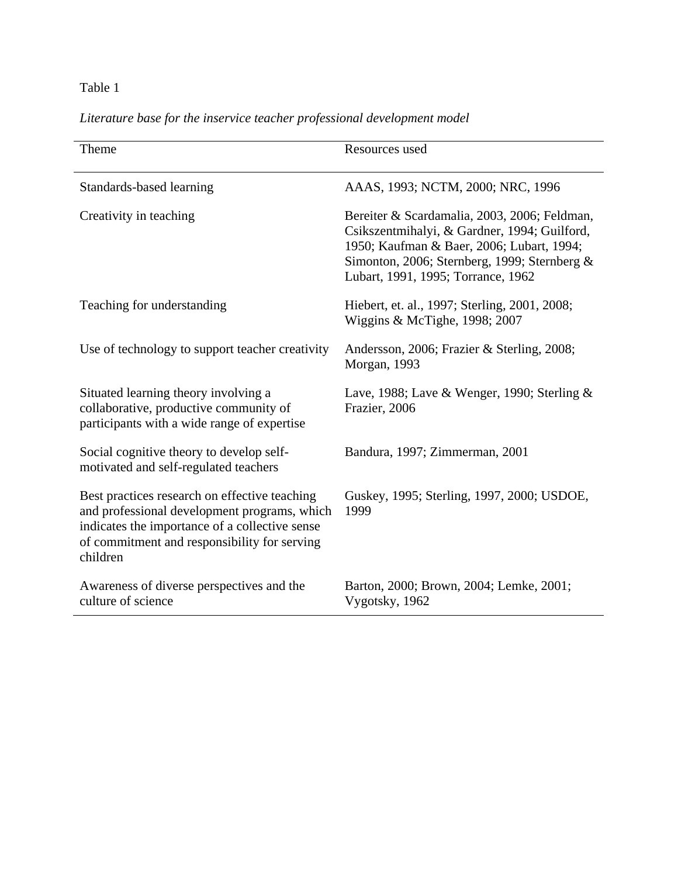Table 1

*Literature base for the inservice teacher professional development model*

| Theme | Resources used |
| --- | --- |
| Standards-based learning | AAAS, 1993; NCTM, 2000; NRC, 1996 |
| Creativity in teaching | Bereiter & Scardamalia, 2003, 2006; Feldman, Csikszentmihalyi, & Gardner, 1994; Guilford, 1950; Kaufman & Baer, 2006; Lubart, 1994; Simonton, 2006; Sternberg, 1999; Sternberg & Lubart, 1991, 1995; Torrance, 1962 |
| Teaching for understanding | Hiebert, et. al., 1997; Sterling, 2001, 2008; Wiggins & McTighe, 1998; 2007 |
| Use of technology to support teacher creativity | Andersson, 2006; Frazier & Sterling, 2008; Morgan, 1993 |
| Situated learning theory involving a collaborative, productive community of participants with a wide range of expertise | Lave, 1988; Lave & Wenger, 1990; Sterling & Frazier, 2006 |
| Social cognitive theory to develop self-motivated and self-regulated teachers | Bandura, 1997; Zimmerman, 2001 |
| Best practices research on effective teaching and professional development programs, which indicates the importance of a collective sense of commitment and responsibility for serving children | Guskey, 1995; Sterling, 1997, 2000; USDOE, 1999 |
| Awareness of diverse perspectives and the culture of science | Barton, 2000; Brown, 2004; Lemke, 2001; Vygotsky, 1962 |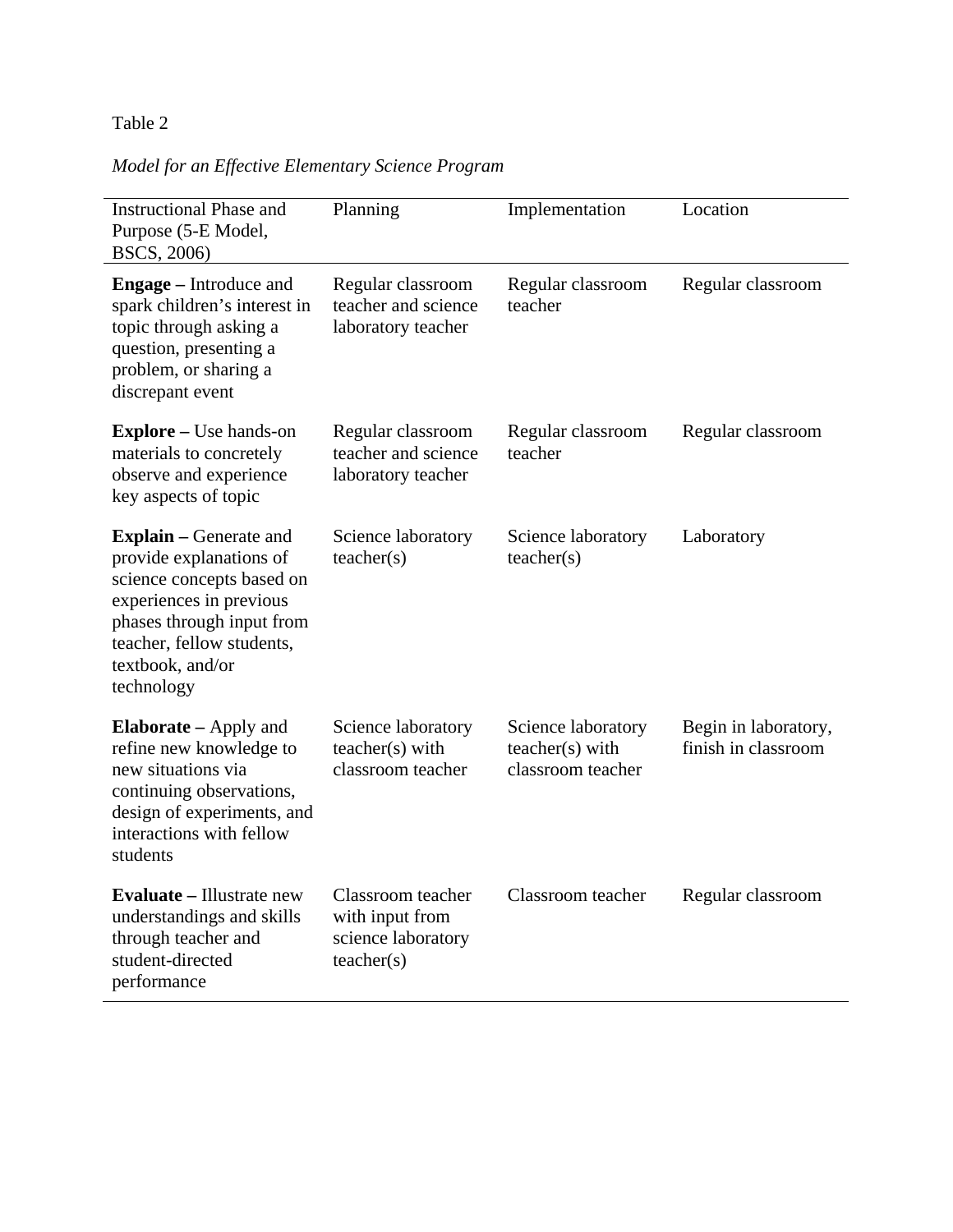Table 2

*Model for an Effective Elementary Science Program*

| Instructional Phase and Purpose (5-E Model, BSCS, 2006) | Planning | Implementation | Location |
|---|---|---|---|
| **Engage –** Introduce and spark children's interest in topic through asking a question, presenting a problem, or sharing a discrepant event | Regular classroom teacher and science laboratory teacher | Regular classroom teacher | Regular classroom |
| **Explore –** Use hands-on materials to concretely observe and experience key aspects of topic | Regular classroom teacher and science laboratory teacher | Regular classroom teacher | Regular classroom |
| **Explain –** Generate and provide explanations of science concepts based on experiences in previous phases through input from teacher, fellow students, textbook, and/or technology | Science laboratory teacher(s) | Science laboratory teacher(s) | Laboratory |
| **Elaborate –** Apply and refine new knowledge to new situations via continuing observations, design of experiments, and interactions with fellow students | Science laboratory teacher(s) with classroom teacher | Science laboratory teacher(s) with classroom teacher | Begin in laboratory, finish in classroom |
| **Evaluate –** Illustrate new understandings and skills through teacher and student-directed performance | Classroom teacher with input from science laboratory teacher(s) | Classroom teacher | Regular classroom |